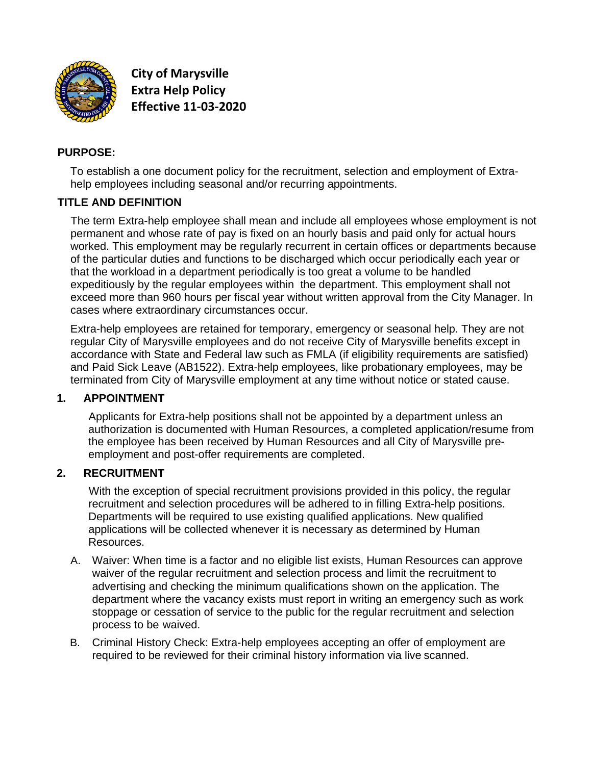**City of Marysville**
**Extra Help Policy**
**Effective 11-03-2020**

## PURPOSE:

To establish a one document policy for the recruitment, selection and employment of Extra-help employees including seasonal and/or recurring appointments.

## TITLE AND DEFINITION

The term Extra-help employee shall mean and include all employees whose employment is not permanent and whose rate of pay is fixed on an hourly basis and paid only for actual hours worked. This employment may be regularly recurrent in certain offices or departments because of the particular duties and functions to be discharged which occur periodically each year or that the workload in a department periodically is too great a volume to be handled expeditiously by the regular employees within the department. This employment shall not exceed more than 960 hours per fiscal year without written approval from the City Manager. In cases where extraordinary circumstances occur.

Extra-help employees are retained for temporary, emergency or seasonal help. They are not regular City of Marysville employees and do not receive City of Marysville benefits except in accordance with State and Federal law such as FMLA (if eligibility requirements are satisfied) and Paid Sick Leave (AB1522). Extra-help employees, like probationary employees, may be terminated from City of Marysville employment at any time without notice or stated cause.

## 1. APPOINTMENT

Applicants for Extra-help positions shall not be appointed by a department unless an authorization is documented with Human Resources, a completed application/resume from the employee has been received by Human Resources and all City of Marysville pre-employment and post-offer requirements are completed.

## 2. RECRUITMENT

With the exception of special recruitment provisions provided in this policy, the regular recruitment and selection procedures will be adhered to in filling Extra-help positions. Departments will be required to use existing qualified applications. New qualified applications will be collected whenever it is necessary as determined by Human Resources.

A. Waiver: When time is a factor and no eligible list exists, Human Resources can approve waiver of the regular recruitment and selection process and limit the recruitment to advertising and checking the minimum qualifications shown on the application. The department where the vacancy exists must report in writing an emergency such as work stoppage or cessation of service to the public for the regular recruitment and selection process to be waived.

B. Criminal History Check: Extra-help employees accepting an offer of employment are required to be reviewed for their criminal history information via live scanned.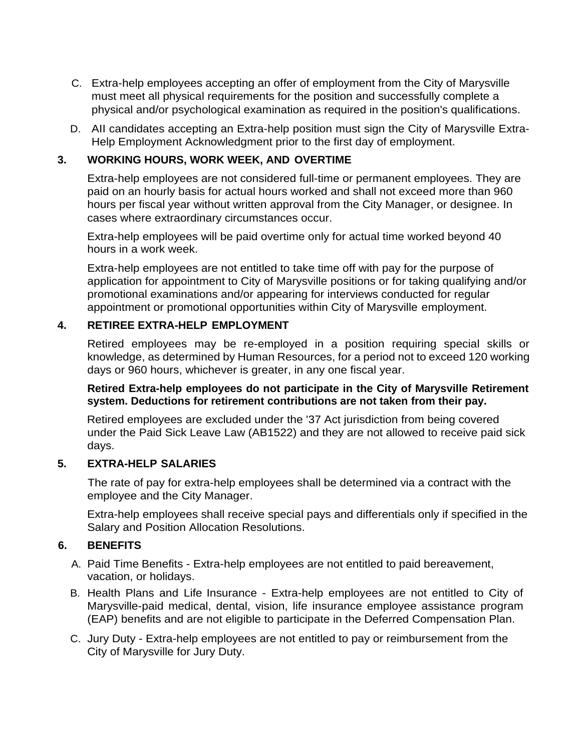C. Extra-help employees accepting an offer of employment from the City of Marysville must meet all physical requirements for the position and successfully complete a physical and/or psychological examination as required in the position's qualifications.

D. AII candidates accepting an Extra-help position must sign the City of Marysville Extra-Help Employment Acknowledgment prior to the first day of employment.

## 3. WORKING HOURS, WORK WEEK, AND OVERTIME

Extra-help employees are not considered full-time or permanent employees. They are paid on an hourly basis for actual hours worked and shall not exceed more than 960 hours per fiscal year without written approval from the City Manager, or designee. In cases where extraordinary circumstances occur.

Extra-help employees will be paid overtime only for actual time worked beyond 40 hours in a work week.

Extra-help employees are not entitled to take time off with pay for the purpose of application for appointment to City of Marysville positions or for taking qualifying and/or promotional examinations and/or appearing for interviews conducted for regular appointment or promotional opportunities within City of Marysville employment.

## 4. RETIREE EXTRA-HELP EMPLOYMENT

Retired employees may be re-employed in a position requiring special skills or knowledge, as determined by Human Resources, for a period not to exceed 120 working days or 960 hours, whichever is greater, in any one fiscal year.

**Retired Extra-help employees do not participate in the City of Marysville Retirement system. Deductions for retirement contributions are not taken from their pay.**

Retired employees are excluded under the '37 Act jurisdiction from being covered under the Paid Sick Leave Law (AB1522) and they are not allowed to receive paid sick days.

## 5. EXTRA-HELP SALARIES

The rate of pay for extra-help employees shall be determined via a contract with the employee and the City Manager.

Extra-help employees shall receive special pays and differentials only if specified in the Salary and Position Allocation Resolutions.

## 6. BENEFITS

A. Paid Time Benefits - Extra-help employees are not entitled to paid bereavement, vacation, or holidays.

B. Health Plans and Life Insurance - Extra-help employees are not entitled to City of Marysville-paid medical, dental, vision, life insurance employee assistance program (EAP) benefits and are not eligible to participate in the Deferred Compensation Plan.

C. Jury Duty - Extra-help employees are not entitled to pay or reimbursement from the City of Marysville for Jury Duty.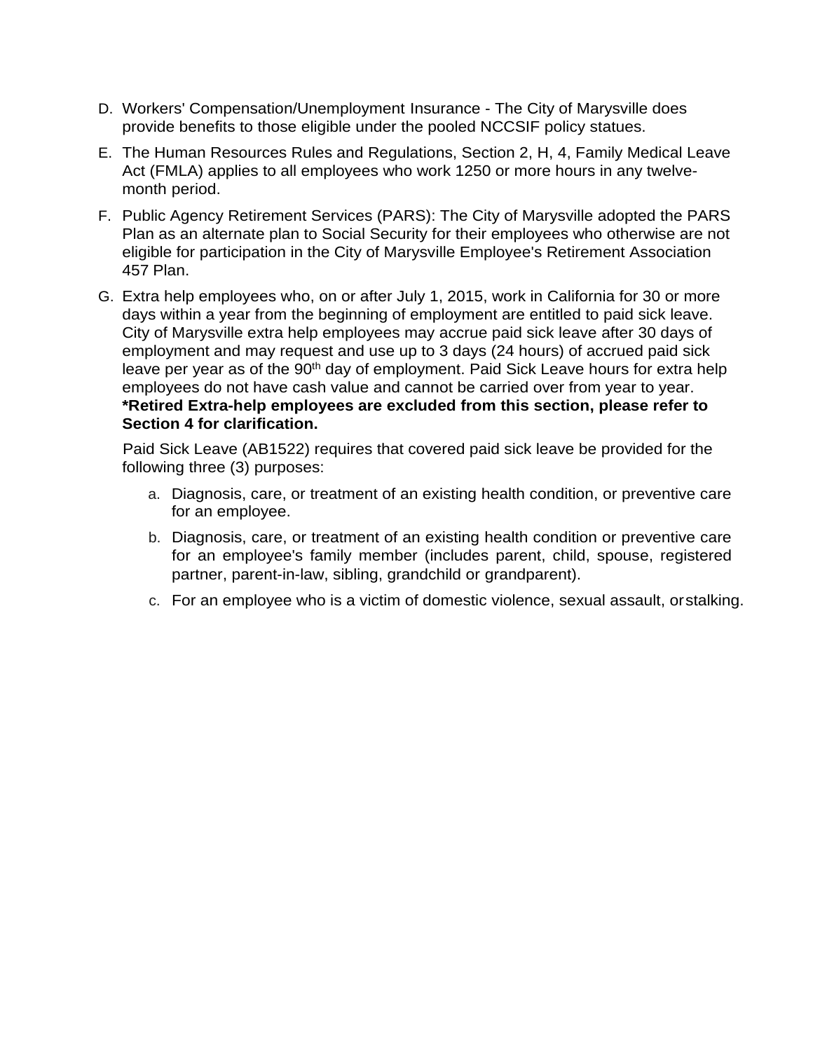D. Workers' Compensation/Unemployment Insurance - The City of Marysville does provide benefits to those eligible under the pooled NCCSIF policy statues.

E. The Human Resources Rules and Regulations, Section 2, H, 4, Family Medical Leave Act (FMLA) applies to all employees who work 1250 or more hours in any twelve-month period.

F. Public Agency Retirement Services (PARS): The City of Marysville adopted the PARS Plan as an alternate plan to Social Security for their employees who otherwise are not eligible for participation in the City of Marysville Employee's Retirement Association 457 Plan.

G. Extra help employees who, on or after July 1, 2015, work in California for 30 or more days within a year from the beginning of employment are entitled to paid sick leave. City of Marysville extra help employees may accrue paid sick leave after 30 days of employment and may request and use up to 3 days (24 hours) of accrued paid sick leave per year as of the 90th day of employment. Paid Sick Leave hours for extra help employees do not have cash value and cannot be carried over from year to year. **\*Retired Extra-help employees are excluded from this section, please refer to Section 4 for clarification.**

   Paid Sick Leave (AB1522) requires that covered paid sick leave be provided for the following three (3) purposes:

   a. Diagnosis, care, or treatment of an existing health condition, or preventive care for an employee.

   b. Diagnosis, care, or treatment of an existing health condition or preventive care for an employee's family member (includes parent, child, spouse, registered partner, parent-in-law, sibling, grandchild or grandparent).

   c. For an employee who is a victim of domestic violence, sexual assault, or stalking.